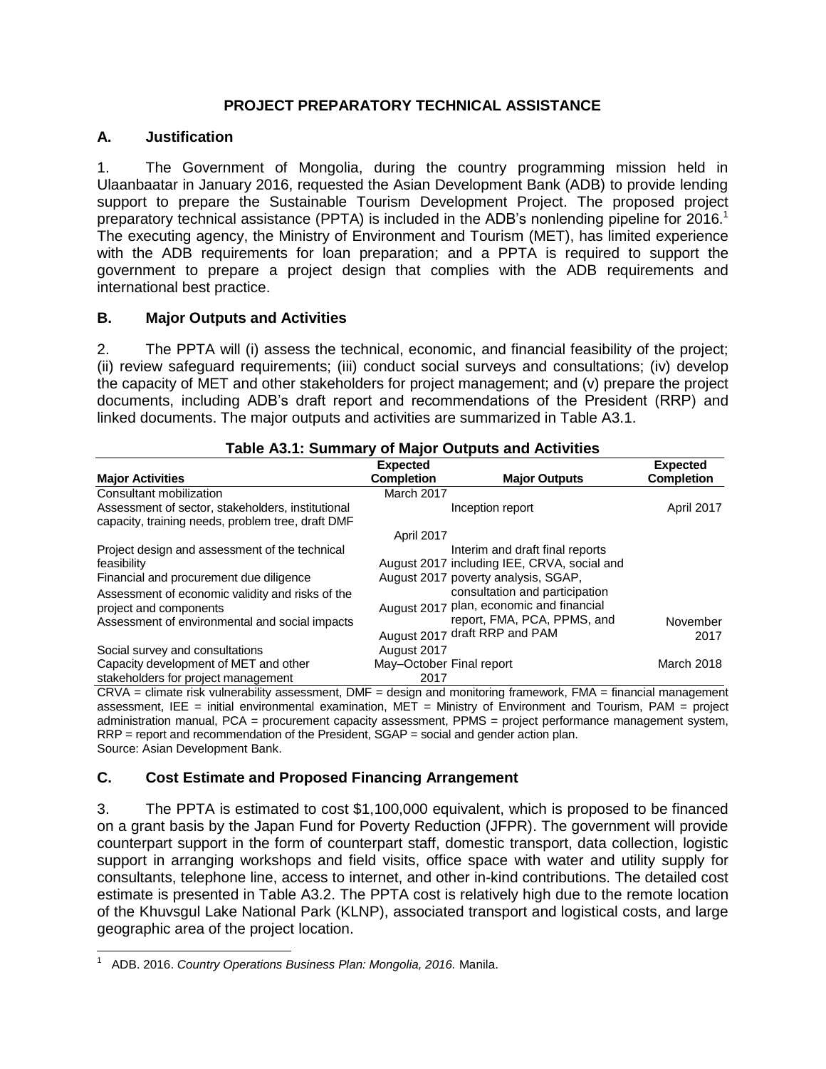## PROJECT PREPARATORY TECHNICAL ASSISTANCE

### A. Justification

1. The Government of Mongolia, during the country programming mission held in Ulaanbaatar in January 2016, requested the Asian Development Bank (ADB) to provide lending support to prepare the Sustainable Tourism Development Project. The proposed project preparatory technical assistance (PPTA) is included in the ADB's nonlending pipeline for 2016.[1] The executing agency, the Ministry of Environment and Tourism (MET), has limited experience with the ADB requirements for loan preparation; and a PPTA is required to support the government to prepare a project design that complies with the ADB requirements and international best practice.

### B. Major Outputs and Activities

2. The PPTA will (i) assess the technical, economic, and financial feasibility of the project; (ii) review safeguard requirements; (iii) conduct social surveys and consultations; (iv) develop the capacity of MET and other stakeholders for project management; and (v) prepare the project documents, including ADB's draft report and recommendations of the President (RRP) and linked documents. The major outputs and activities are summarized in Table A3.1.

**Table A3.1: Summary of Major Outputs and Activities**

| Major Activities | Expected Completion | Major Outputs | Expected Completion |
|---|---|---|---|
| Consultant mobilization | March 2017 | | |
| Assessment of sector, stakeholders, institutional capacity, training needs, problem tree, draft DMF | April 2017 | Inception report | April 2017 |
| Project design and assessment of the technical feasibility | August 2017 | Interim and draft final reports including IEE, CRVA, social and poverty analysis, SGAP, consultation and participation plan, economic and financial report, FMA, PCA, PPMS, and draft RRP and PAM | November 2017 |
| Financial and procurement due diligence | August 2017 | | |
| Assessment of economic validity and risks of the project and components | August 2017 | | |
| Assessment of environmental and social impacts | August 2017 | | |
| Social survey and consultations | August 2017 | | |
| Capacity development of MET and other stakeholders for project management | May–October 2017 | Final report | March 2018 |

CRVA = climate risk vulnerability assessment, DMF = design and monitoring framework, FMA = financial management assessment, IEE = initial environmental examination, MET = Ministry of Environment and Tourism, PAM = project administration manual, PCA = procurement capacity assessment, PPMS = project performance management system, RRP = report and recommendation of the President, SGAP = social and gender action plan.
Source: Asian Development Bank.

### C. Cost Estimate and Proposed Financing Arrangement

3. The PPTA is estimated to cost $1,100,000 equivalent, which is proposed to be financed on a grant basis by the Japan Fund for Poverty Reduction (JFPR). The government will provide counterpart support in the form of counterpart staff, domestic transport, data collection, logistic support in arranging workshops and field visits, office space with water and utility supply for consultants, telephone line, access to internet, and other in-kind contributions. The detailed cost estimate is presented in Table A3.2. The PPTA cost is relatively high due to the remote location of the Khuvsgul Lake National Park (KLNP), associated transport and logistical costs, and large geographic area of the project location.

[1] ADB. 2016. *Country Operations Business Plan: Mongolia, 2016.* Manila.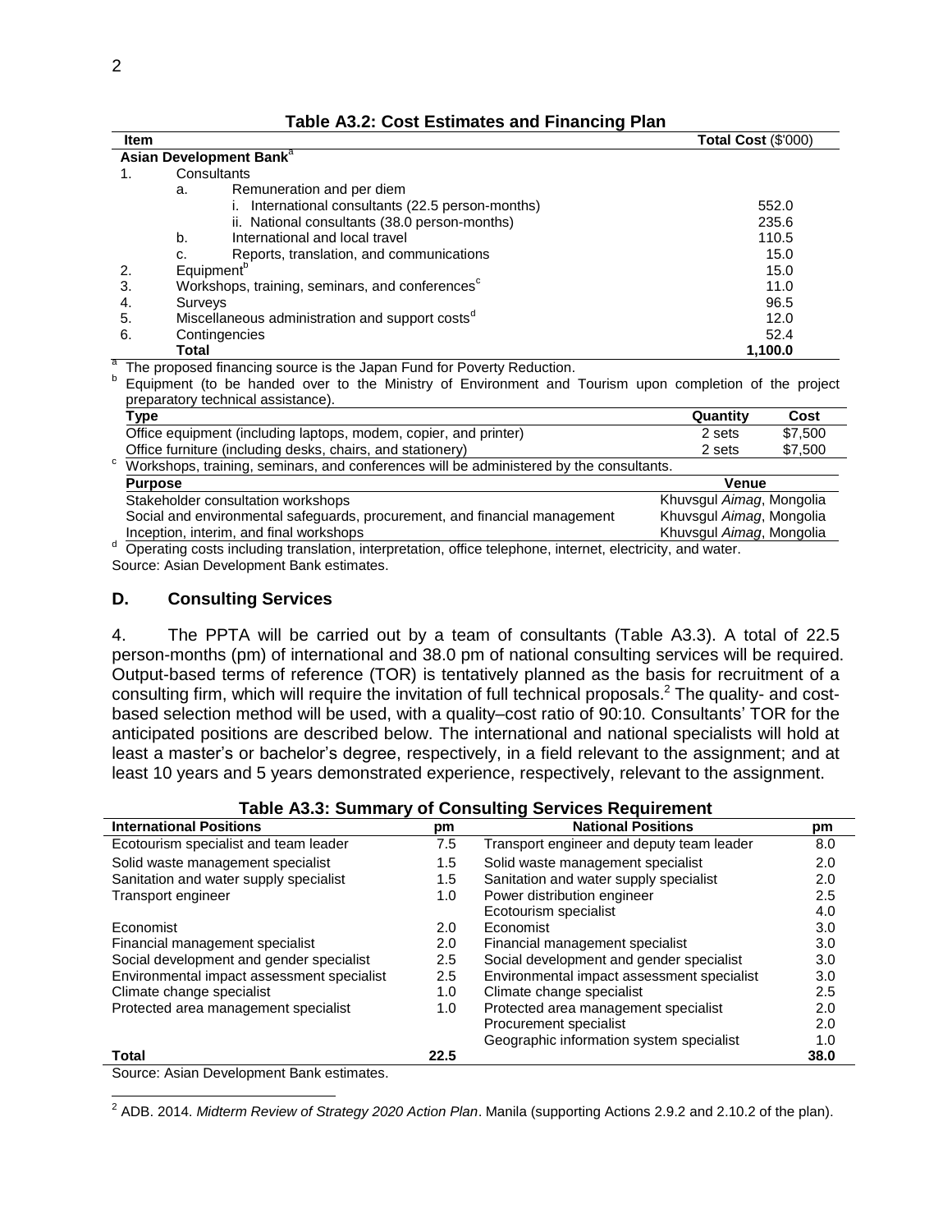**Table A3.2: Cost Estimates and Financing Plan**

| Item | | | Total Cost ($'000) |
|---|---|---|---|
| **Asian Development Bank**[a] | | | |
| 1. | Consultants | | |
| | a. | Remuneration and per diem | |
| | | i. International consultants (22.5 person-months) | 552.0 |
| | | ii. National consultants (38.0 person-months) | 235.6 |
| | b. | International and local travel | 110.5 |
| | c. | Reports, translation, and communications | 15.0 |
| 2. | Equipment[b] | | 15.0 |
| 3. | Workshops, training, seminars, and conferences[c] | | 11.0 |
| 4. | Surveys | | 96.5 |
| 5. | Miscellaneous administration and support costs[d] | | 12.0 |
| 6. | Contingencies | | 52.4 |
| | **Total** | | **1,100.0** |

[a] The proposed financing source is the Japan Fund for Poverty Reduction.

[b] Equipment (to be handed over to the Ministry of Environment and Tourism upon completion of the project preparatory technical assistance).

| Type | Quantity | Cost |
|---|---|---|
| Office equipment (including laptops, modem, copier, and printer) | 2 sets | $7,500 |
| Office furniture (including desks, chairs, and stationery) | 2 sets | $7,500 |

[c] Workshops, training, seminars, and conferences will be administered by the consultants.

| Purpose | Venue |
|---|---|
| Stakeholder consultation workshops | Khuvsgul *Aimag*, Mongolia |
| Social and environmental safeguards, procurement, and financial management | Khuvsgul *Aimag*, Mongolia |
| Inception, interim, and final workshops | Khuvsgul *Aimag*, Mongolia |

[d] Operating costs including translation, interpretation, office telephone, internet, electricity, and water.

Source: Asian Development Bank estimates.

## D. Consulting Services

4. The PPTA will be carried out by a team of consultants (Table A3.3). A total of 22.5 person-months (pm) of international and 38.0 pm of national consulting services will be required. Output-based terms of reference (TOR) is tentatively planned as the basis for recruitment of a consulting firm, which will require the invitation of full technical proposals.[2] The quality- and cost-based selection method will be used, with a quality–cost ratio of 90:10. Consultants' TOR for the anticipated positions are described below. The international and national specialists will hold at least a master's or bachelor's degree, respectively, in a field relevant to the assignment; and at least 10 years and 5 years demonstrated experience, respectively, relevant to the assignment.

**Table A3.3: Summary of Consulting Services Requirement**

| International Positions | pm | National Positions | pm |
|---|---|---|---|
| Ecotourism specialist and team leader | 7.5 | Transport engineer and deputy team leader | 8.0 |
| Solid waste management specialist | 1.5 | Solid waste management specialist | 2.0 |
| Sanitation and water supply specialist | 1.5 | Sanitation and water supply specialist | 2.0 |
| Transport engineer | 1.0 | Power distribution engineer | 2.5 |
| | | Ecotourism specialist | 4.0 |
| Economist | 2.0 | Economist | 3.0 |
| Financial management specialist | 2.0 | Financial management specialist | 3.0 |
| Social development and gender specialist | 2.5 | Social development and gender specialist | 3.0 |
| Environmental impact assessment specialist | 2.5 | Environmental impact assessment specialist | 3.0 |
| Climate change specialist | 1.0 | Climate change specialist | 2.5 |
| Protected area management specialist | 1.0 | Protected area management specialist | 2.0 |
| | | Procurement specialist | 2.0 |
| | | Geographic information system specialist | 1.0 |
| **Total** | **22.5** | | **38.0** |

Source: Asian Development Bank estimates.

[2] ADB. 2014. *Midterm Review of Strategy 2020 Action Plan*. Manila (supporting Actions 2.9.2 and 2.10.2 of the plan).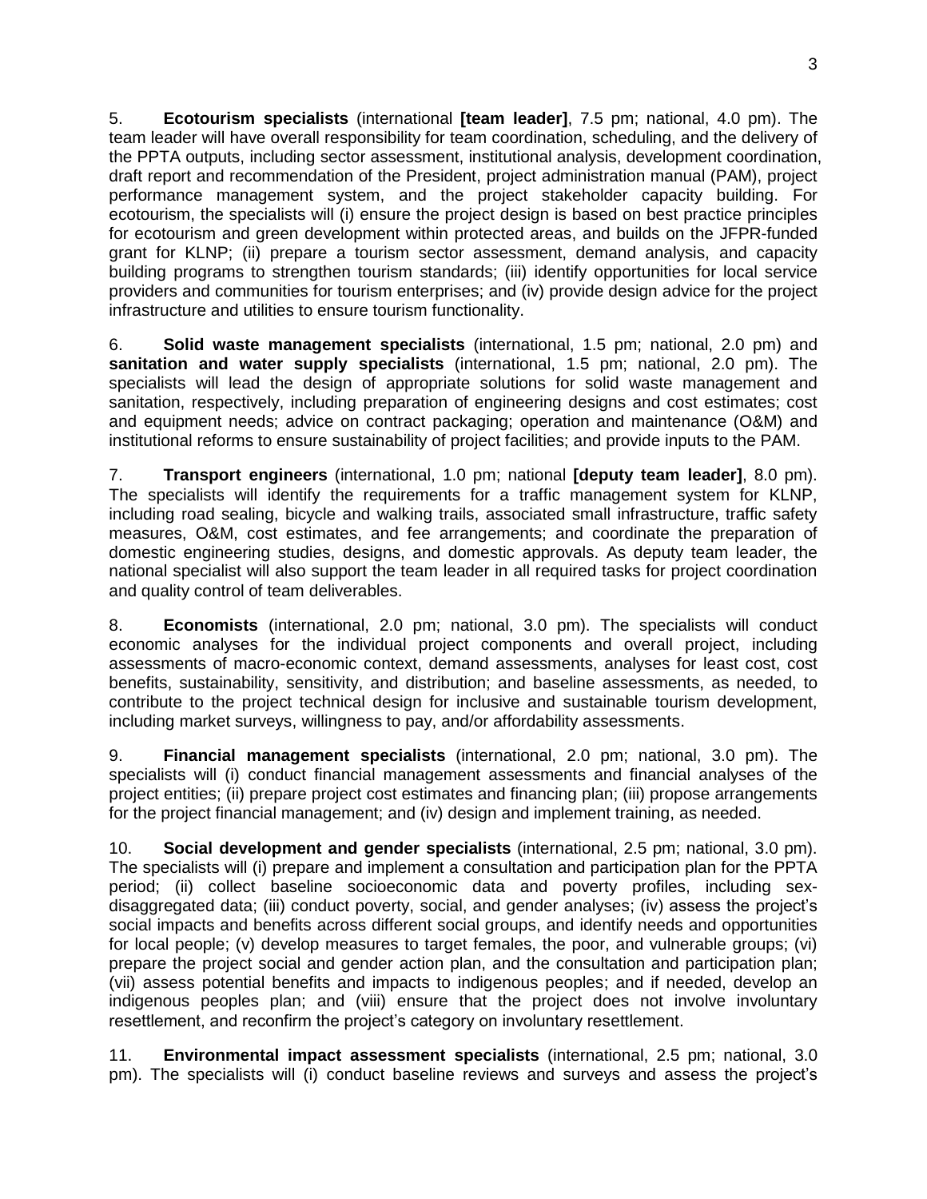5. **Ecotourism specialists** (international **[team leader]**, 7.5 pm; national, 4.0 pm). The team leader will have overall responsibility for team coordination, scheduling, and the delivery of the PPTA outputs, including sector assessment, institutional analysis, development coordination, draft report and recommendation of the President, project administration manual (PAM), project performance management system, and the project stakeholder capacity building. For ecotourism, the specialists will (i) ensure the project design is based on best practice principles for ecotourism and green development within protected areas, and builds on the JFPR-funded grant for KLNP; (ii) prepare a tourism sector assessment, demand analysis, and capacity building programs to strengthen tourism standards; (iii) identify opportunities for local service providers and communities for tourism enterprises; and (iv) provide design advice for the project infrastructure and utilities to ensure tourism functionality.

6. **Solid waste management specialists** (international, 1.5 pm; national, 2.0 pm) and **sanitation and water supply specialists** (international, 1.5 pm; national, 2.0 pm). The specialists will lead the design of appropriate solutions for solid waste management and sanitation, respectively, including preparation of engineering designs and cost estimates; cost and equipment needs; advice on contract packaging; operation and maintenance (O&M) and institutional reforms to ensure sustainability of project facilities; and provide inputs to the PAM.

7. **Transport engineers** (international, 1.0 pm; national **[deputy team leader]**, 8.0 pm). The specialists will identify the requirements for a traffic management system for KLNP, including road sealing, bicycle and walking trails, associated small infrastructure, traffic safety measures, O&M, cost estimates, and fee arrangements; and coordinate the preparation of domestic engineering studies, designs, and domestic approvals. As deputy team leader, the national specialist will also support the team leader in all required tasks for project coordination and quality control of team deliverables.

8. **Economists** (international, 2.0 pm; national, 3.0 pm). The specialists will conduct economic analyses for the individual project components and overall project, including assessments of macro-economic context, demand assessments, analyses for least cost, cost benefits, sustainability, sensitivity, and distribution; and baseline assessments, as needed, to contribute to the project technical design for inclusive and sustainable tourism development, including market surveys, willingness to pay, and/or affordability assessments.

9. **Financial management specialists** (international, 2.0 pm; national, 3.0 pm). The specialists will (i) conduct financial management assessments and financial analyses of the project entities; (ii) prepare project cost estimates and financing plan; (iii) propose arrangements for the project financial management; and (iv) design and implement training, as needed.

10. **Social development and gender specialists** (international, 2.5 pm; national, 3.0 pm). The specialists will (i) prepare and implement a consultation and participation plan for the PPTA period; (ii) collect baseline socioeconomic data and poverty profiles, including sex-disaggregated data; (iii) conduct poverty, social, and gender analyses; (iv) assess the project's social impacts and benefits across different social groups, and identify needs and opportunities for local people; (v) develop measures to target females, the poor, and vulnerable groups; (vi) prepare the project social and gender action plan, and the consultation and participation plan; (vii) assess potential benefits and impacts to indigenous peoples; and if needed, develop an indigenous peoples plan; and (viii) ensure that the project does not involve involuntary resettlement, and reconfirm the project's category on involuntary resettlement.

11. **Environmental impact assessment specialists** (international, 2.5 pm; national, 3.0 pm). The specialists will (i) conduct baseline reviews and surveys and assess the project's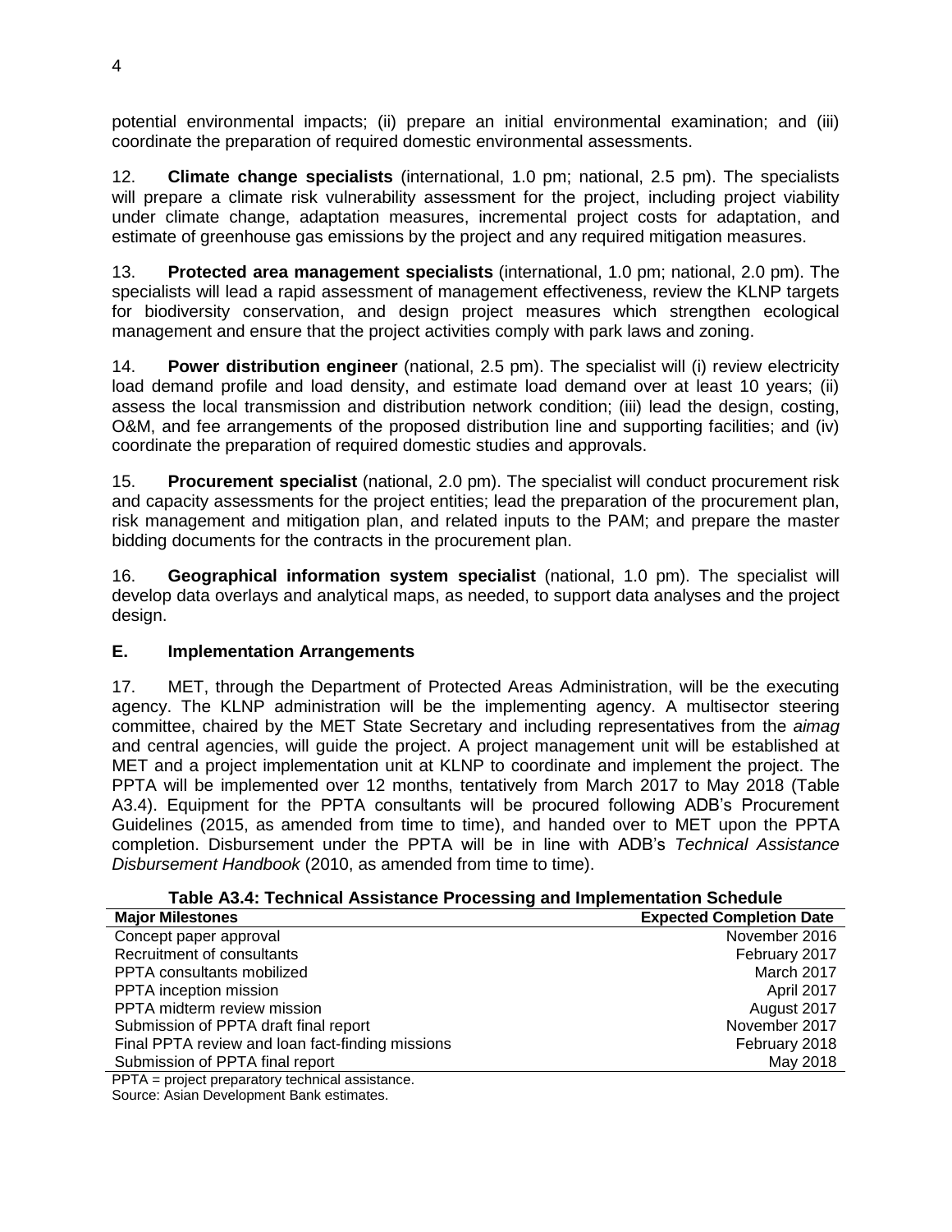potential environmental impacts; (ii) prepare an initial environmental examination; and (iii) coordinate the preparation of required domestic environmental assessments.

12. **Climate change specialists** (international, 1.0 pm; national, 2.5 pm). The specialists will prepare a climate risk vulnerability assessment for the project, including project viability under climate change, adaptation measures, incremental project costs for adaptation, and estimate of greenhouse gas emissions by the project and any required mitigation measures.

13. **Protected area management specialists** (international, 1.0 pm; national, 2.0 pm). The specialists will lead a rapid assessment of management effectiveness, review the KLNP targets for biodiversity conservation, and design project measures which strengthen ecological management and ensure that the project activities comply with park laws and zoning.

14. **Power distribution engineer** (national, 2.5 pm). The specialist will (i) review electricity load demand profile and load density, and estimate load demand over at least 10 years; (ii) assess the local transmission and distribution network condition; (iii) lead the design, costing, O&M, and fee arrangements of the proposed distribution line and supporting facilities; and (iv) coordinate the preparation of required domestic studies and approvals.

15. **Procurement specialist** (national, 2.0 pm). The specialist will conduct procurement risk and capacity assessments for the project entities; lead the preparation of the procurement plan, risk management and mitigation plan, and related inputs to the PAM; and prepare the master bidding documents for the contracts in the procurement plan.

16. **Geographical information system specialist** (national, 1.0 pm). The specialist will develop data overlays and analytical maps, as needed, to support data analyses and the project design.

## E. Implementation Arrangements

17. MET, through the Department of Protected Areas Administration, will be the executing agency. The KLNP administration will be the implementing agency. A multisector steering committee, chaired by the MET State Secretary and including representatives from the *aimag* and central agencies, will guide the project. A project management unit will be established at MET and a project implementation unit at KLNP to coordinate and implement the project. The PPTA will be implemented over 12 months, tentatively from March 2017 to May 2018 (Table A3.4). Equipment for the PPTA consultants will be procured following ADB's Procurement Guidelines (2015, as amended from time to time), and handed over to MET upon the PPTA completion. Disbursement under the PPTA will be in line with ADB's *Technical Assistance Disbursement Handbook* (2010, as amended from time to time).

**Table A3.4: Technical Assistance Processing and Implementation Schedule**

| Major Milestones | Expected Completion Date |
|---|---|
| Concept paper approval | November 2016 |
| Recruitment of consultants | February 2017 |
| PPTA consultants mobilized | March 2017 |
| PPTA inception mission | April 2017 |
| PPTA midterm review mission | August 2017 |
| Submission of PPTA draft final report | November 2017 |
| Final PPTA review and loan fact-finding missions | February 2018 |
| Submission of PPTA final report | May 2018 |

PPTA = project preparatory technical assistance.
Source: Asian Development Bank estimates.